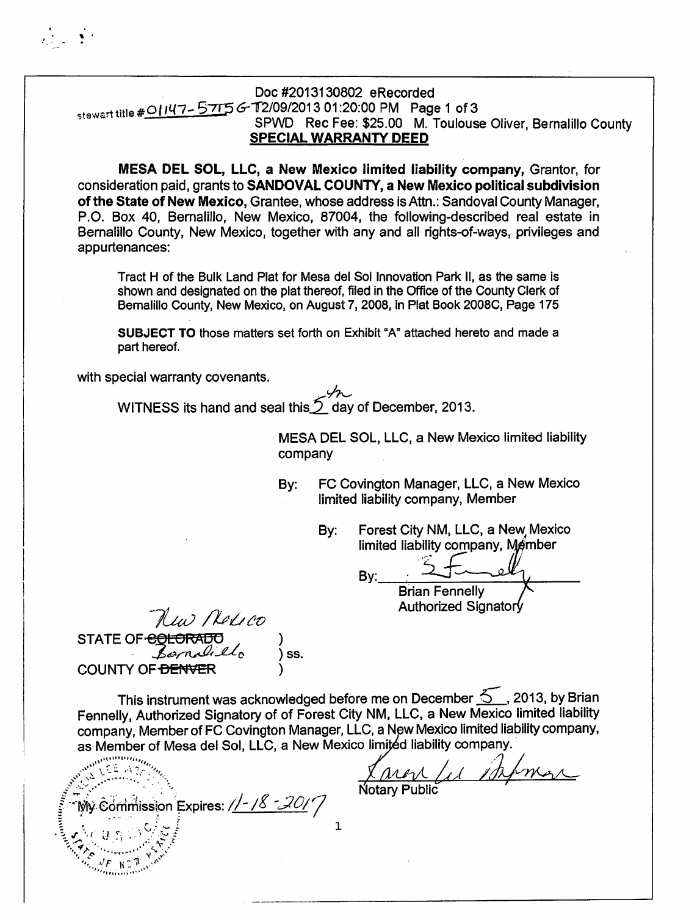Doc #2013130802 eRecorded
stewart title #01147-5755 G 12/09/2013 01:20:00 PM Page 1 of 3
SPWD Rec Fee: $25.00 M. Toulouse Oliver, Bernalillo County

## SPECIAL WARRANTY DEED

**MESA DEL SOL, LLC, a New Mexico limited liability company,** Grantor, for consideration paid, grants to **SANDOVAL COUNTY, a New Mexico political subdivision of the State of New Mexico,** Grantee, whose address is Attn.: Sandoval County Manager, P.O. Box 40, Bernalillo, New Mexico, 87004, the following-described real estate in Bernalillo County, New Mexico, together with any and all rights-of-ways, privileges and appurtenances:

> Tract H of the Bulk Land Plat for Mesa del Sol Innovation Park II, as the same is shown and designated on the plat thereof, filed in the Office of the County Clerk of Bernalillo County, New Mexico, on August 7, 2008, in Plat Book 2008C, Page 175
>
> **SUBJECT TO** those matters set forth on Exhibit "A" attached hereto and made a part hereof.

with special warranty covenants.

WITNESS its hand and seal this 5th day of December, 2013.

MESA DEL SOL, LLC, a New Mexico limited liability company

By: FC Covington Manager, LLC, a New Mexico limited liability company, Member

By: Forest City NM, LLC, a New Mexico limited liability company, Member

By: ______________________
Brian Fennelly
Authorized Signatory

STATE OF ~~COLORADO~~ New Mexico )
) ss.
COUNTY OF ~~DENVER~~ Bernalillo )

This instrument was acknowledged before me on December 5, 2013, by Brian Fennelly, Authorized Signatory of of Forest City NM, LLC, a New Mexico limited liability company, Member of FC Covington Manager, LLC, a New Mexico limited liability company, as Member of Mesa del Sol, LLC, a New Mexico limited liability company.

______________________
Notary Public

My Commission Expires: 11-18-2017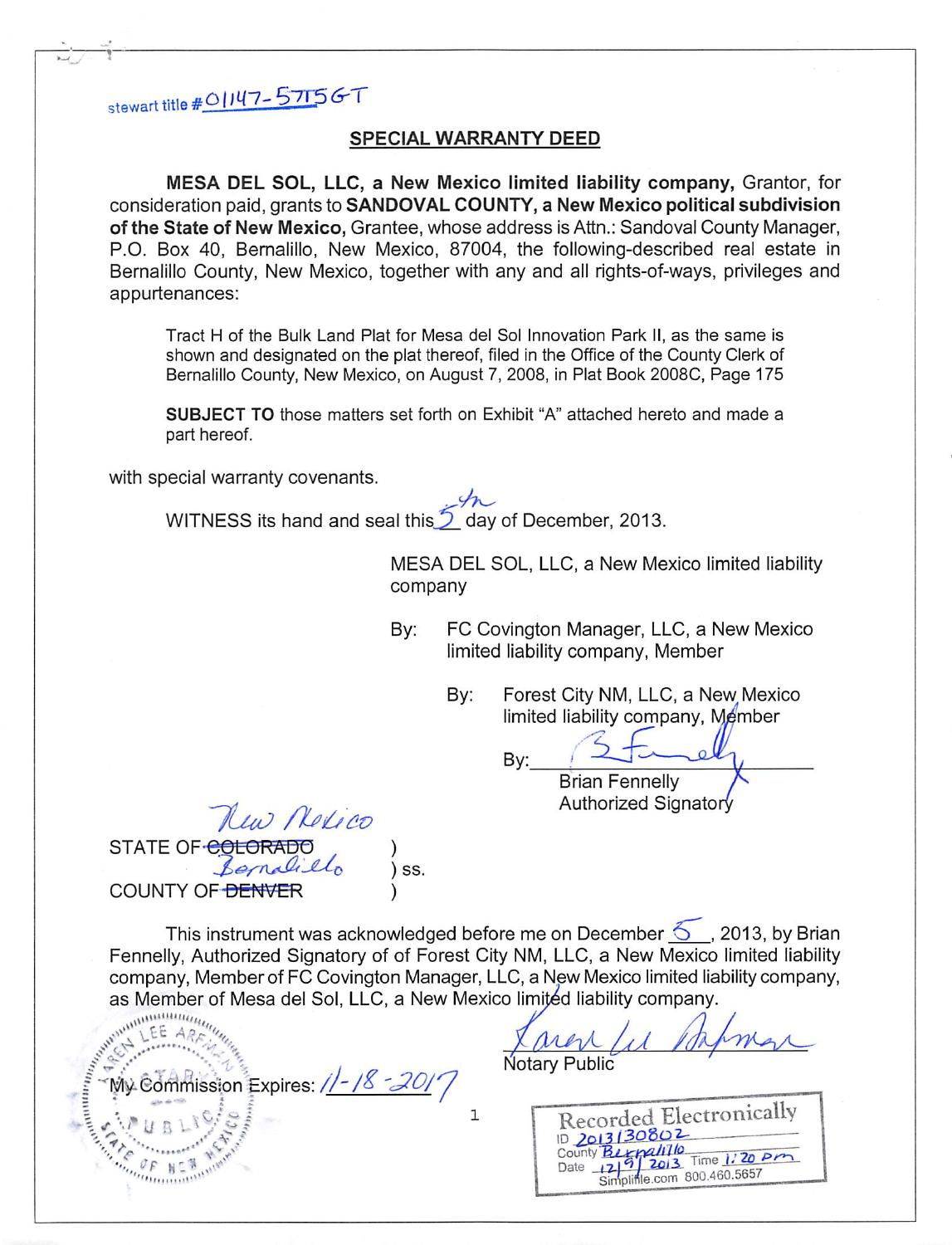stewart title #01147-5715GT

## SPECIAL WARRANTY DEED

**MESA DEL SOL, LLC, a New Mexico limited liability company,** Grantor, for consideration paid, grants to **SANDOVAL COUNTY, a New Mexico political subdivision of the State of New Mexico,** Grantee, whose address is Attn.: Sandoval County Manager, P.O. Box 40, Bernalillo, New Mexico, 87004, the following-described real estate in Bernalillo County, New Mexico, together with any and all rights-of-ways, privileges and appurtenances:

> Tract H of the Bulk Land Plat for Mesa del Sol Innovation Park II, as the same is shown and designated on the plat thereof, filed in the Office of the County Clerk of Bernalillo County, New Mexico, on August 7, 2008, in Plat Book 2008C, Page 175
>
> **SUBJECT TO** those matters set forth on Exhibit "A" attached hereto and made a part hereof.

with special warranty covenants.

WITNESS its hand and seal this 5th day of December, 2013.

MESA DEL SOL, LLC, a New Mexico limited liability company

By: FC Covington Manager, LLC, a New Mexico limited liability company, Member

By: Forest City NM, LLC, a New Mexico limited liability company, Member

By: _[signature]_
Brian Fennelly
Authorized Signatory

STATE OF ~~COLORADO~~ New Mexico )
) ss.
COUNTY OF ~~DENVER~~ Bernalillo )

This instrument was acknowledged before me on December 5, 2013, by Brian Fennelly, Authorized Signatory of of Forest City NM, LLC, a New Mexico limited liability company, Member of FC Covington Manager, LLC, a New Mexico limited liability company, as Member of Mesa del Sol, LLC, a New Mexico limited liability company.

_[signature]_
Notary Public

My Commission Expires: 11-18-2017

[Seal: KAREN LEE ARFMAN NOTARY PUBLIC STATE OF NEW MEXICO]

Recorded Electronically
ID 2013130802
County Bernalillo
Date 12/9/2013 Time 1:20 pm
Simplifile.com 800.460.5657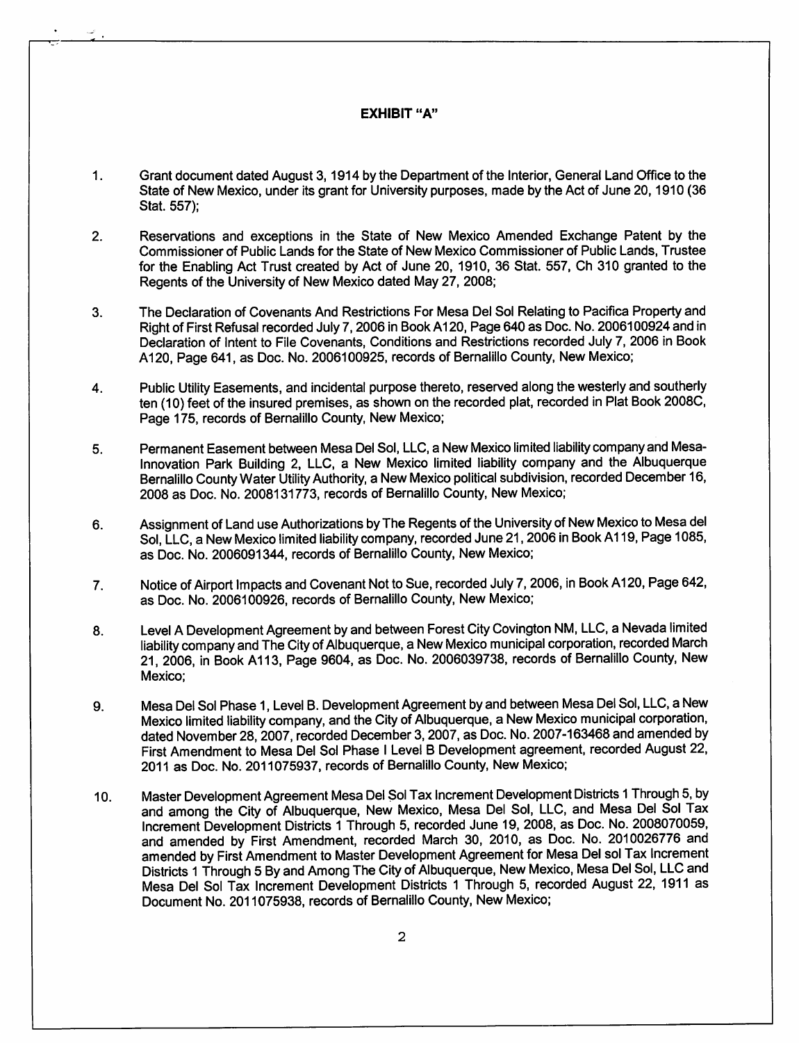**EXHIBIT "A"**

1. Grant document dated August 3, 1914 by the Department of the Interior, General Land Office to the State of New Mexico, under its grant for University purposes, made by the Act of June 20, 1910 (36 Stat. 557);

2. Reservations and exceptions in the State of New Mexico Amended Exchange Patent by the Commissioner of Public Lands for the State of New Mexico Commissioner of Public Lands, Trustee for the Enabling Act Trust created by Act of June 20, 1910, 36 Stat. 557, Ch 310 granted to the Regents of the University of New Mexico dated May 27, 2008;

3. The Declaration of Covenants And Restrictions For Mesa Del Sol Relating to Pacifica Property and Right of First Refusal recorded July 7, 2006 in Book A120, Page 640 as Doc. No. 2006100924 and in Declaration of Intent to File Covenants, Conditions and Restrictions recorded July 7, 2006 in Book A120, Page 641, as Doc. No. 2006100925, records of Bernalillo County, New Mexico;

4. Public Utility Easements, and incidental purpose thereto, reserved along the westerly and southerly ten (10) feet of the insured premises, as shown on the recorded plat, recorded in Plat Book 2008C, Page 175, records of Bernalillo County, New Mexico;

5. Permanent Easement between Mesa Del Sol, LLC, a New Mexico limited liability company and Mesa-Innovation Park Building 2, LLC, a New Mexico limited liability company and the Albuquerque Bernalillo County Water Utility Authority, a New Mexico political subdivision, recorded December 16, 2008 as Doc. No. 2008131773, records of Bernalillo County, New Mexico;

6. Assignment of Land use Authorizations by The Regents of the University of New Mexico to Mesa del Sol, LLC, a New Mexico limited liability company, recorded June 21, 2006 in Book A119, Page 1085, as Doc. No. 2006091344, records of Bernalillo County, New Mexico;

7. Notice of Airport Impacts and Covenant Not to Sue, recorded July 7, 2006, in Book A120, Page 642, as Doc. No. 2006100926, records of Bernalillo County, New Mexico;

8. Level A Development Agreement by and between Forest City Covington NM, LLC, a Nevada limited liability company and The City of Albuquerque, a New Mexico municipal corporation, recorded March 21, 2006, in Book A113, Page 9604, as Doc. No. 2006039738, records of Bernalillo County, New Mexico;

9. Mesa Del Sol Phase 1, Level B. Development Agreement by and between Mesa Del Sol, LLC, a New Mexico limited liability company, and the City of Albuquerque, a New Mexico municipal corporation, dated November 28, 2007, recorded December 3, 2007, as Doc. No. 2007-163468 and amended by First Amendment to Mesa Del Sol Phase I Level B Development agreement, recorded August 22, 2011 as Doc. No. 2011075937, records of Bernalillo County, New Mexico;

10. Master Development Agreement Mesa Del Sol Tax Increment Development Districts 1 Through 5, by and among the City of Albuquerque, New Mexico, Mesa Del Sol, LLC, and Mesa Del Sol Tax Increment Development Districts 1 Through 5, recorded June 19, 2008, as Doc. No. 2008070059, and amended by First Amendment, recorded March 30, 2010, as Doc. No. 2010026776 and amended by First Amendment to Master Development Agreement for Mesa Del sol Tax Increment Districts 1 Through 5 By and Among The City of Albuquerque, New Mexico, Mesa Del Sol, LLC and Mesa Del Sol Tax Increment Development Districts 1 Through 5, recorded August 22, 1911 as Document No. 2011075938, records of Bernalillo County, New Mexico;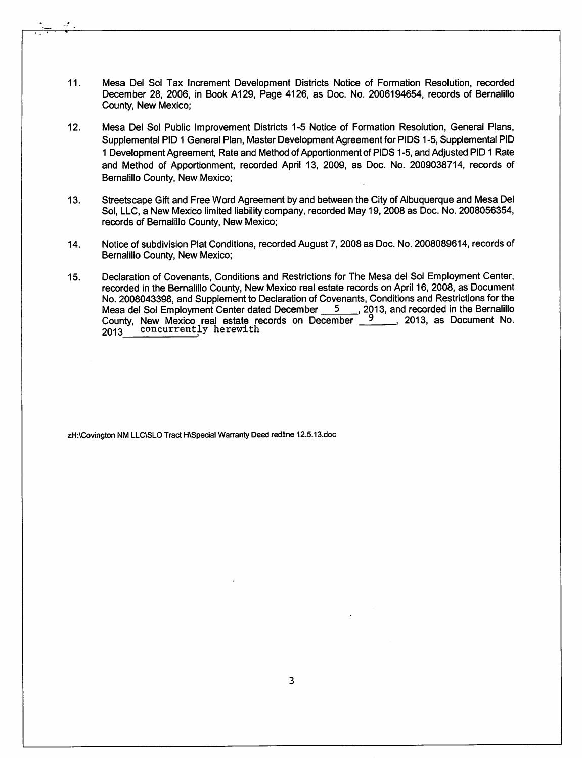11. Mesa Del Sol Tax Increment Development Districts Notice of Formation Resolution, recorded December 28, 2006, in Book A129, Page 4126, as Doc. No. 2006194654, records of Bernalillo County, New Mexico;

12. Mesa Del Sol Public Improvement Districts 1-5 Notice of Formation Resolution, General Plans, Supplemental PID 1 General Plan, Master Development Agreement for PIDS 1-5, Supplemental PID 1 Development Agreement, Rate and Method of Apportionment of PIDS 1-5, and Adjusted PID 1 Rate and Method of Apportionment, recorded April 13, 2009, as Doc. No. 2009038714, records of Bernalillo County, New Mexico;

13. Streetscape Gift and Free Word Agreement by and between the City of Albuquerque and Mesa Del Sol, LLC, a New Mexico limited liability company, recorded May 19, 2008 as Doc. No. 2008056354, records of Bernalillo County, New Mexico;

14. Notice of subdivision Plat Conditions, recorded August 7, 2008 as Doc. No. 2008089614, records of Bernalillo County, New Mexico;

15. Declaration of Covenants, Conditions and Restrictions for The Mesa del Sol Employment Center, recorded in the Bernalillo County, New Mexico real estate records on April 16, 2008, as Document No. 2008043398, and Supplement to Declaration of Covenants, Conditions and Restrictions for the Mesa del Sol Employment Center dated December 5, 2013, and recorded in the Bernalillo County, New Mexico real estate records on December 9, 2013, as Document No. 2013 concurrently herewith.

zH:\Covington NM LLC\SLO Tract H\Special Warranty Deed redline 12.5.13.doc